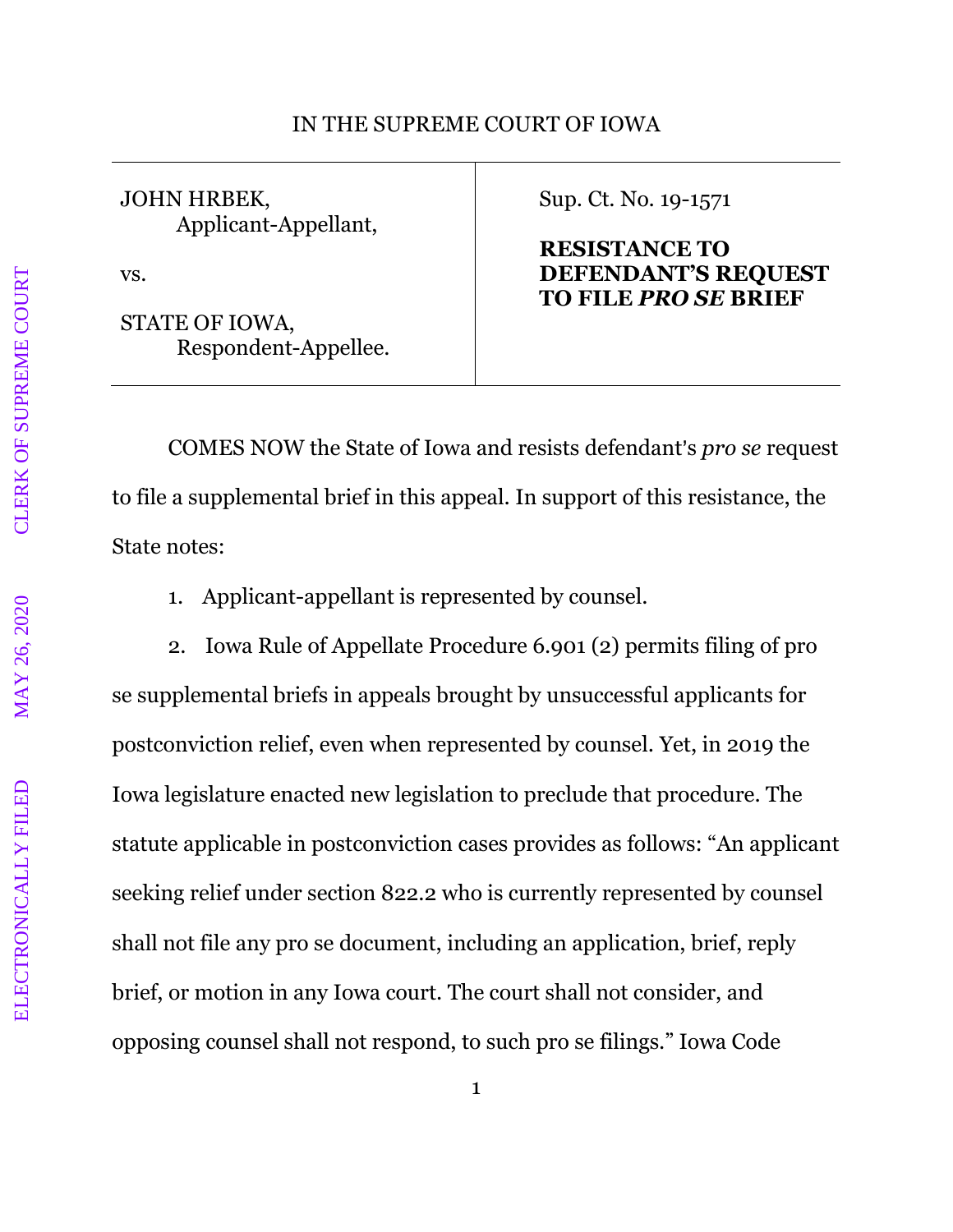IN THE SUPREME COURT OF IOWA

| | |
|---|---|
| JOHN HRBEK,<br>Applicant-Appellant,<br><br>vs.<br><br>STATE OF IOWA,<br>Respondent-Appellee. | Sup. Ct. No. 19-1571<br><br>**RESISTANCE TO DEFENDANT'S REQUEST TO FILE *PRO SE* BRIEF** |

COMES NOW the State of Iowa and resists defendant's *pro se* request to file a supplemental brief in this appeal. In support of this resistance, the State notes:

1. Applicant-appellant is represented by counsel.

2. Iowa Rule of Appellate Procedure 6.901 (2) permits filing of pro se supplemental briefs in appeals brought by unsuccessful applicants for postconviction relief, even when represented by counsel. Yet, in 2019 the Iowa legislature enacted new legislation to preclude that procedure. The statute applicable in postconviction cases provides as follows: "An applicant seeking relief under section 822.2 who is currently represented by counsel shall not file any pro se document, including an application, brief, reply brief, or motion in any Iowa court. The court shall not consider, and opposing counsel shall not respond, to such pro se filings." Iowa Code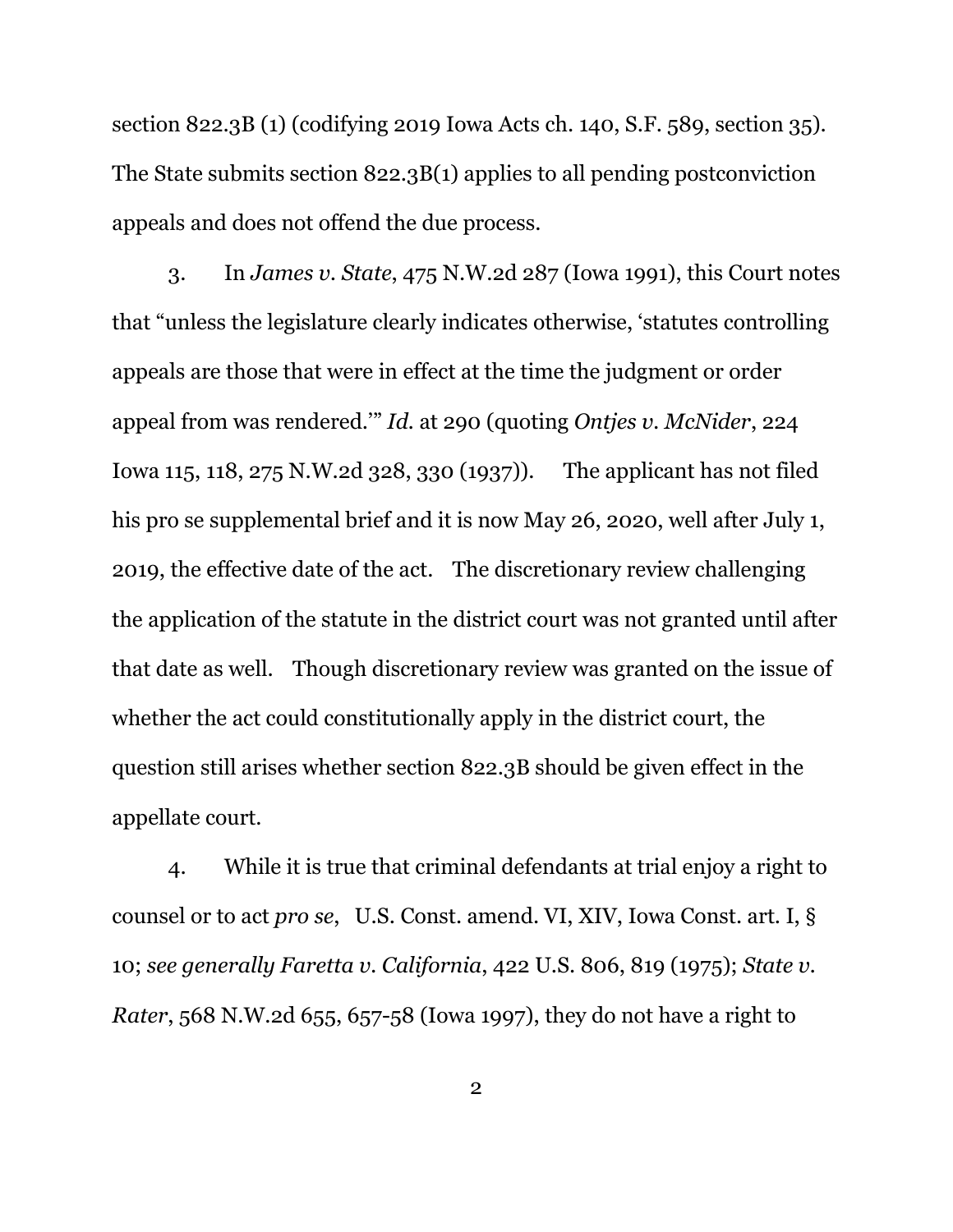section 822.3B (1) (codifying 2019 Iowa Acts ch. 140, S.F. 589, section 35). The State submits section 822.3B(1) applies to all pending postconviction appeals and does not offend the due process.

3. In *James v. State*, 475 N.W.2d 287 (Iowa 1991), this Court notes that "unless the legislature clearly indicates otherwise, 'statutes controlling appeals are those that were in effect at the time the judgment or order appeal from was rendered.'" *Id.* at 290 (quoting *Ontjes v. McNider*, 224 Iowa 115, 118, 275 N.W.2d 328, 330 (1937)). The applicant has not filed his pro se supplemental brief and it is now May 26, 2020, well after July 1, 2019, the effective date of the act. The discretionary review challenging the application of the statute in the district court was not granted until after that date as well. Though discretionary review was granted on the issue of whether the act could constitutionally apply in the district court, the question still arises whether section 822.3B should be given effect in the appellate court.

4. While it is true that criminal defendants at trial enjoy a right to counsel or to act *pro se*, U.S. Const. amend. VI, XIV, Iowa Const. art. I, § 10; *see generally Faretta v. California*, 422 U.S. 806, 819 (1975); *State v. Rater*, 568 N.W.2d 655, 657-58 (Iowa 1997), they do not have a right to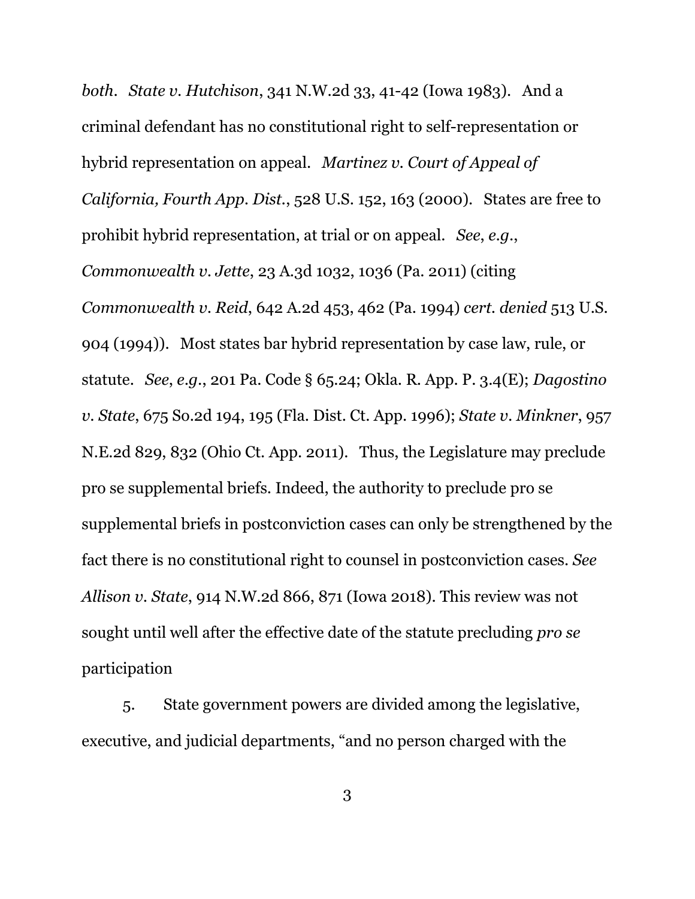*both*. *State v. Hutchison*, 341 N.W.2d 33, 41-42 (Iowa 1983). And a criminal defendant has no constitutional right to self-representation or hybrid representation on appeal. *Martinez v. Court of Appeal of California, Fourth App. Dist.*, 528 U.S. 152, 163 (2000). States are free to prohibit hybrid representation, at trial or on appeal. *See*, *e.g*., *Commonwealth v. Jette*, 23 A.3d 1032, 1036 (Pa. 2011) (citing *Commonwealth v. Reid*, 642 A.2d 453, 462 (Pa. 1994) *cert. denied* 513 U.S. 904 (1994)). Most states bar hybrid representation by case law, rule, or statute. *See*, *e.g*., 201 Pa. Code § 65.24; Okla. R. App. P. 3.4(E); *Dagostino v. State*, 675 So.2d 194, 195 (Fla. Dist. Ct. App. 1996); *State v. Minkner*, 957 N.E.2d 829, 832 (Ohio Ct. App. 2011). Thus, the Legislature may preclude pro se supplemental briefs. Indeed, the authority to preclude pro se supplemental briefs in postconviction cases can only be strengthened by the fact there is no constitutional right to counsel in postconviction cases. *See Allison v. State*, 914 N.W.2d 866, 871 (Iowa 2018). This review was not sought until well after the effective date of the statute precluding *pro se* participation

5. State government powers are divided among the legislative, executive, and judicial departments, "and no person charged with the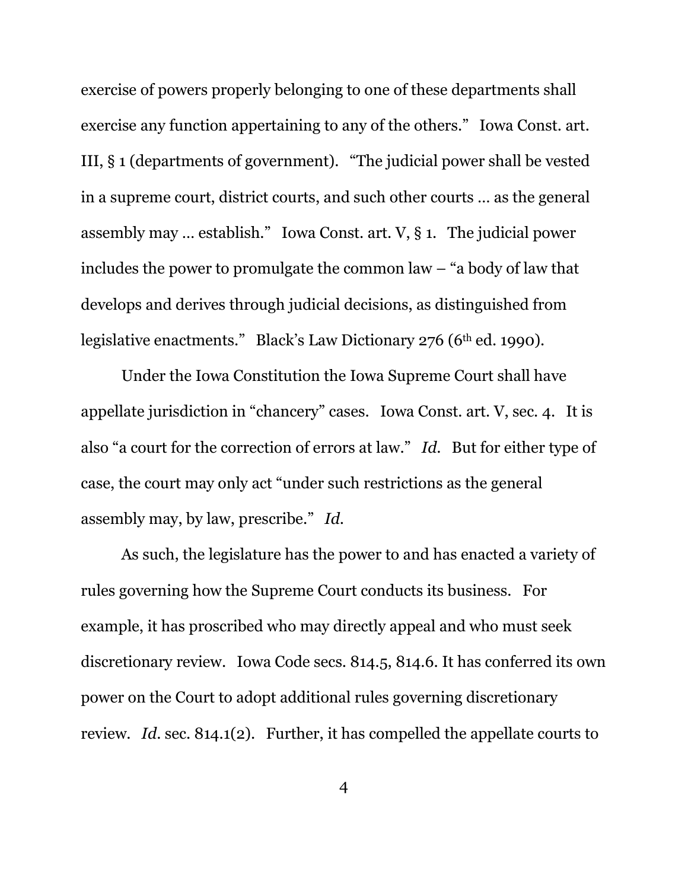exercise of powers properly belonging to one of these departments shall exercise any function appertaining to any of the others." Iowa Const. art. III, § 1 (departments of government). "The judicial power shall be vested in a supreme court, district courts, and such other courts … as the general assembly may … establish." Iowa Const. art. V, § 1. The judicial power includes the power to promulgate the common law – "a body of law that develops and derives through judicial decisions, as distinguished from legislative enactments." Black's Law Dictionary 276 (6th ed. 1990).

Under the Iowa Constitution the Iowa Supreme Court shall have appellate jurisdiction in "chancery" cases. Iowa Const. art. V, sec. 4. It is also "a court for the correction of errors at law." *Id.* But for either type of case, the court may only act "under such restrictions as the general assembly may, by law, prescribe." *Id.*

As such, the legislature has the power to and has enacted a variety of rules governing how the Supreme Court conducts its business. For example, it has proscribed who may directly appeal and who must seek discretionary review. Iowa Code secs. 814.5, 814.6. It has conferred its own power on the Court to adopt additional rules governing discretionary review. *Id.* sec. 814.1(2). Further, it has compelled the appellate courts to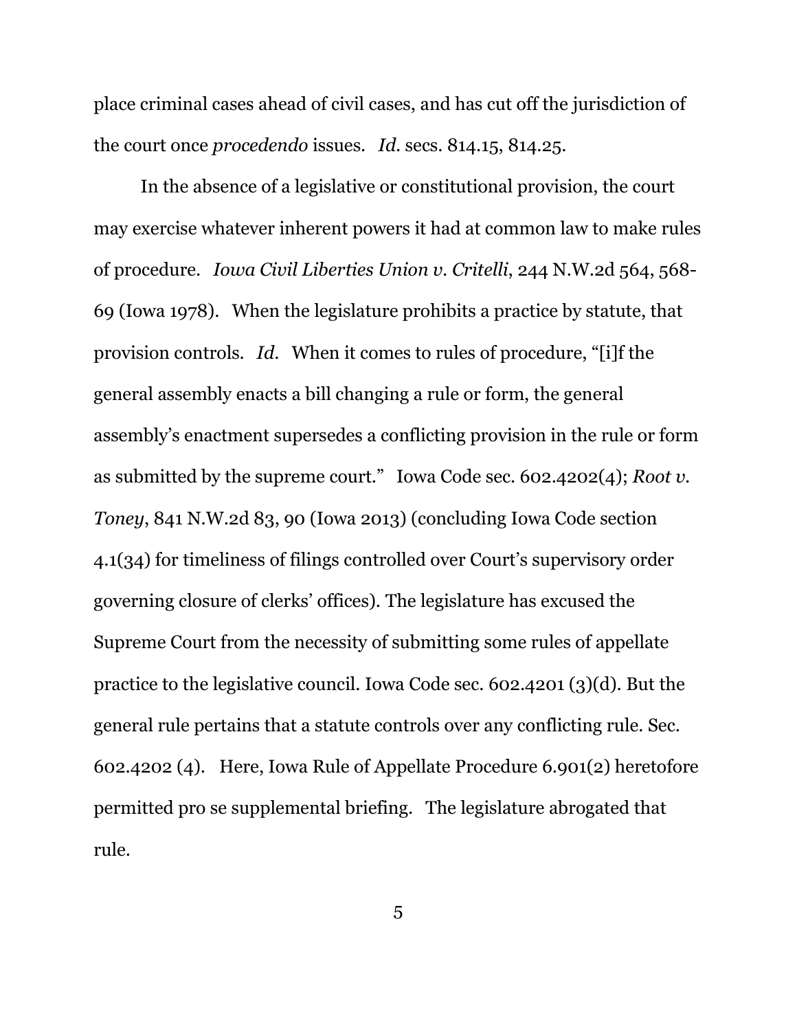place criminal cases ahead of civil cases, and has cut off the jurisdiction of the court once *procedendo* issues. *Id.* secs. 814.15, 814.25.

In the absence of a legislative or constitutional provision, the court may exercise whatever inherent powers it had at common law to make rules of procedure. *Iowa Civil Liberties Union v. Critelli*, 244 N.W.2d 564, 568-69 (Iowa 1978). When the legislature prohibits a practice by statute, that provision controls. *Id.* When it comes to rules of procedure, "[i]f the general assembly enacts a bill changing a rule or form, the general assembly's enactment supersedes a conflicting provision in the rule or form as submitted by the supreme court." Iowa Code sec. 602.4202(4); *Root v. Toney*, 841 N.W.2d 83, 90 (Iowa 2013) (concluding Iowa Code section 4.1(34) for timeliness of filings controlled over Court's supervisory order governing closure of clerks' offices). The legislature has excused the Supreme Court from the necessity of submitting some rules of appellate practice to the legislative council. Iowa Code sec. 602.4201 (3)(d). But the general rule pertains that a statute controls over any conflicting rule. Sec. 602.4202 (4). Here, Iowa Rule of Appellate Procedure 6.901(2) heretofore permitted pro se supplemental briefing. The legislature abrogated that rule.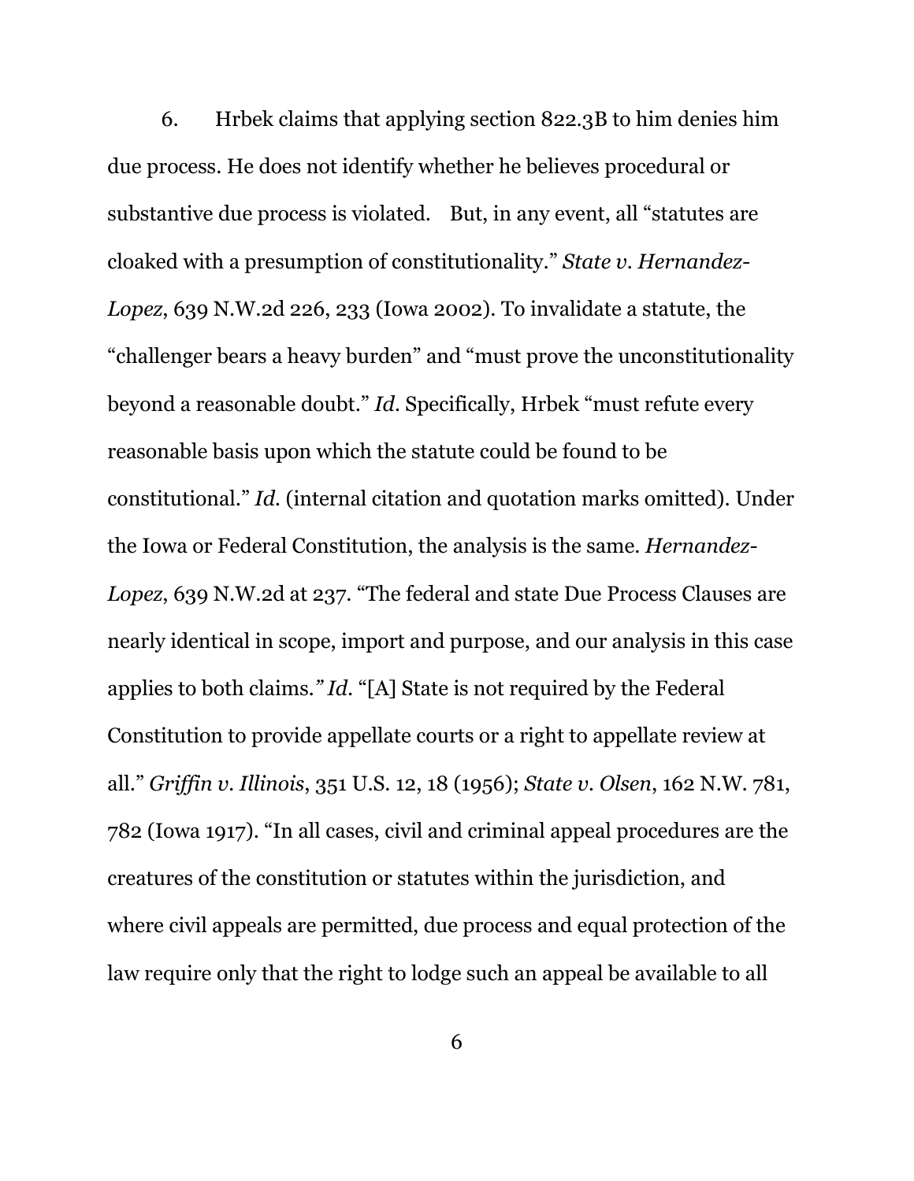6. Hrbek claims that applying section 822.3B to him denies him due process. He does not identify whether he believes procedural or substantive due process is violated. But, in any event, all "statutes are cloaked with a presumption of constitutionality." *State v. Hernandez-Lopez*, 639 N.W.2d 226, 233 (Iowa 2002). To invalidate a statute, the "challenger bears a heavy burden" and "must prove the unconstitutionality beyond a reasonable doubt." *Id.* Specifically, Hrbek "must refute every reasonable basis upon which the statute could be found to be constitutional." *Id.* (internal citation and quotation marks omitted). Under the Iowa or Federal Constitution, the analysis is the same. *Hernandez-Lopez*, 639 N.W.2d at 237. "The federal and state Due Process Clauses are nearly identical in scope, import and purpose, and our analysis in this case applies to both claims." *Id.* "[A] State is not required by the Federal Constitution to provide appellate courts or a right to appellate review at all." *Griffin v. Illinois*, 351 U.S. 12, 18 (1956); *State v. Olsen*, 162 N.W. 781, 782 (Iowa 1917). "In all cases, civil and criminal appeal procedures are the creatures of the constitution or statutes within the jurisdiction, and where civil appeals are permitted, due process and equal protection of the law require only that the right to lodge such an appeal be available to all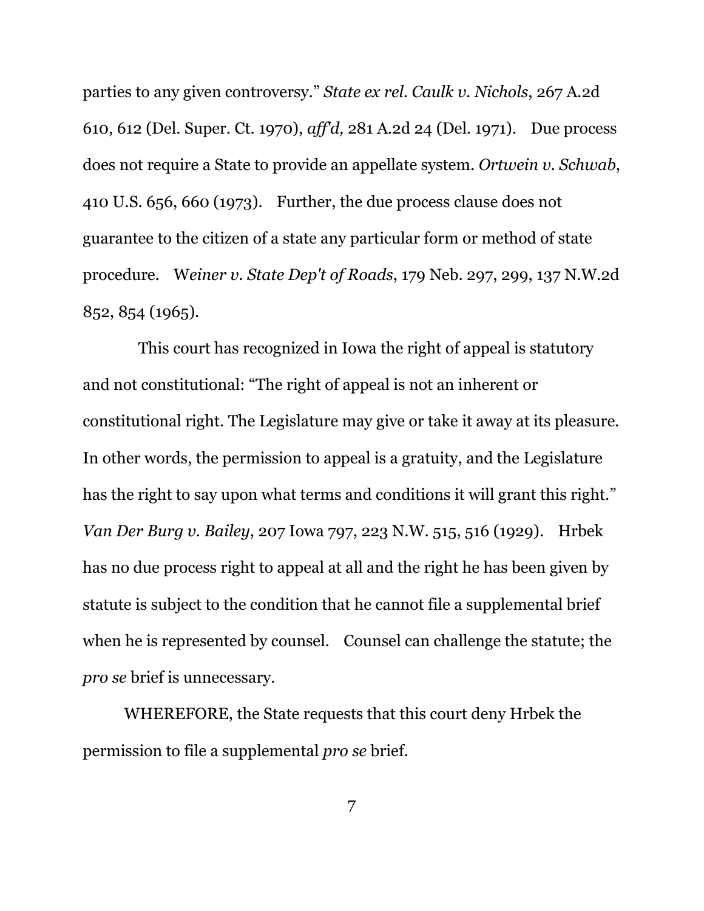parties to any given controversy." *State ex rel. Caulk v. Nichols*, 267 A.2d 610, 612 (Del. Super. Ct. 1970), *aff'd,* 281 A.2d 24 (Del. 1971). Due process does not require a State to provide an appellate system. *Ortwein v. Schwab*, 410 U.S. 656, 660 (1973). Further, the due process clause does not guarantee to the citizen of a state any particular form or method of state procedure. W*einer v. State Dep't of Roads*, 179 Neb. 297, 299, 137 N.W.2d 852, 854 (1965).

This court has recognized in Iowa the right of appeal is statutory and not constitutional: "The right of appeal is not an inherent or constitutional right. The Legislature may give or take it away at its pleasure. In other words, the permission to appeal is a gratuity, and the Legislature has the right to say upon what terms and conditions it will grant this right." *Van Der Burg v. Bailey*, 207 Iowa 797, 223 N.W. 515, 516 (1929). Hrbek has no due process right to appeal at all and the right he has been given by statute is subject to the condition that he cannot file a supplemental brief when he is represented by counsel. Counsel can challenge the statute; the *pro se* brief is unnecessary.

WHEREFORE, the State requests that this court deny Hrbek the permission to file a supplemental *pro se* brief.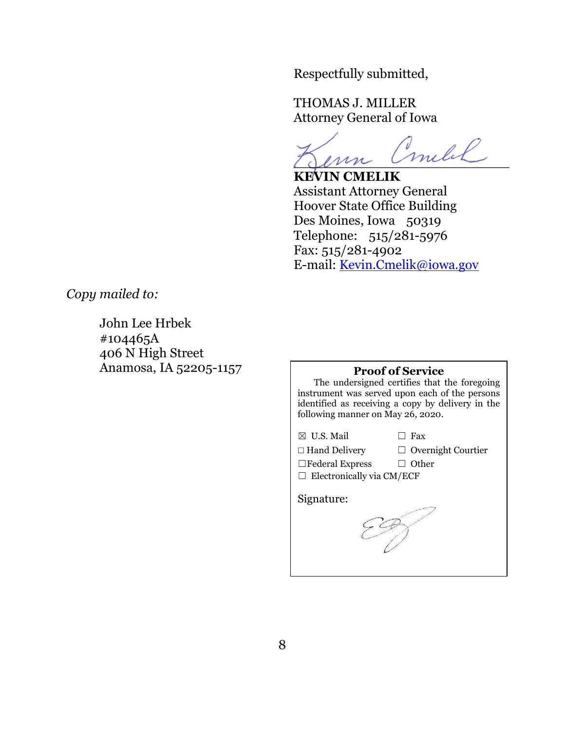Respectfully submitted,

THOMAS J. MILLER
Attorney General of Iowa

**KEVIN CMELIK**
Assistant Attorney General
Hoover State Office Building
Des Moines, Iowa 50319
Telephone: 515/281-5976
Fax: 515/281-4902
E-mail: Kevin.Cmelik@iowa.gov

*Copy mailed to:*

John Lee Hrbek
#104465A
406 N High Street
Anamosa, IA 52205-1157

**Proof of Service**

The undersigned certifies that the foregoing instrument was served upon each of the persons identified as receiving a copy by delivery in the following manner on May 26, 2020.

☒ U.S. Mail ☐ Fax
☐ Hand Delivery ☐ Overnight Courtier
☐ Federal Express ☐ Other
☐ Electronically via CM/ECF

Signature: